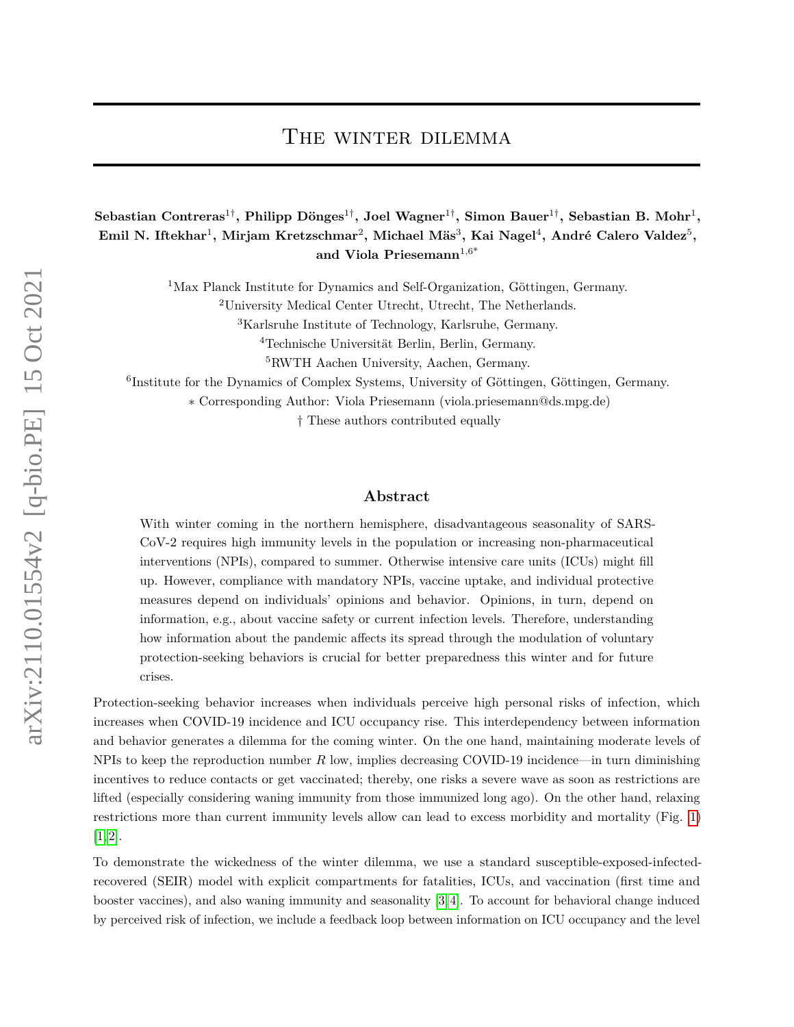# The winter dilemma

**Sebastian Contreras[1†], Philipp Dönges[1†], Joel Wagner[1†], Simon Bauer[1†], Sebastian B. Mohr[1], Emil N. Iftekhar[1], Mirjam Kretzschmar[2], Michael Mäs[3], Kai Nagel[4], André Calero Valdez[5], and Viola Priesemann[1,6*]**

[1]Max Planck Institute for Dynamics and Self-Organization, Göttingen, Germany.
[2]University Medical Center Utrecht, Utrecht, The Netherlands.
[3]Karlsruhe Institute of Technology, Karlsruhe, Germany.
[4]Technische Universität Berlin, Berlin, Germany.
[5]RWTH Aachen University, Aachen, Germany.
[6]Institute for the Dynamics of Complex Systems, University of Göttingen, Göttingen, Germany.
* Corresponding Author: Viola Priesemann (viola.priesemann@ds.mpg.de)
† These authors contributed equally

## Abstract

With winter coming in the northern hemisphere, disadvantageous seasonality of SARS-CoV-2 requires high immunity levels in the population or increasing non-pharmaceutical interventions (NPIs), compared to summer. Otherwise intensive care units (ICUs) might fill up. However, compliance with mandatory NPIs, vaccine uptake, and individual protective measures depend on individuals' opinions and behavior. Opinions, in turn, depend on information, e.g., about vaccine safety or current infection levels. Therefore, understanding how information about the pandemic affects its spread through the modulation of voluntary protection-seeking behaviors is crucial for better preparedness this winter and for future crises.

Protection-seeking behavior increases when individuals perceive high personal risks of infection, which increases when COVID-19 incidence and ICU occupancy rise. This interdependency between information and behavior generates a dilemma for the coming winter. On the one hand, maintaining moderate levels of NPIs to keep the reproduction number $R$ low, implies decreasing COVID-19 incidence—in turn diminishing incentives to reduce contacts or get vaccinated; thereby, one risks a severe wave as soon as restrictions are lifted (especially considering waning immunity from those immunized long ago). On the other hand, relaxing restrictions more than current immunity levels allow can lead to excess morbidity and mortality (Fig. 1) [1,2].

To demonstrate the wickedness of the winter dilemma, we use a standard susceptible-exposed-infected-recovered (SEIR) model with explicit compartments for fatalities, ICUs, and vaccination (first time and booster vaccines), and also waning immunity and seasonality [3,4]. To account for behavioral change induced by perceived risk of infection, we include a feedback loop between information on ICU occupancy and the level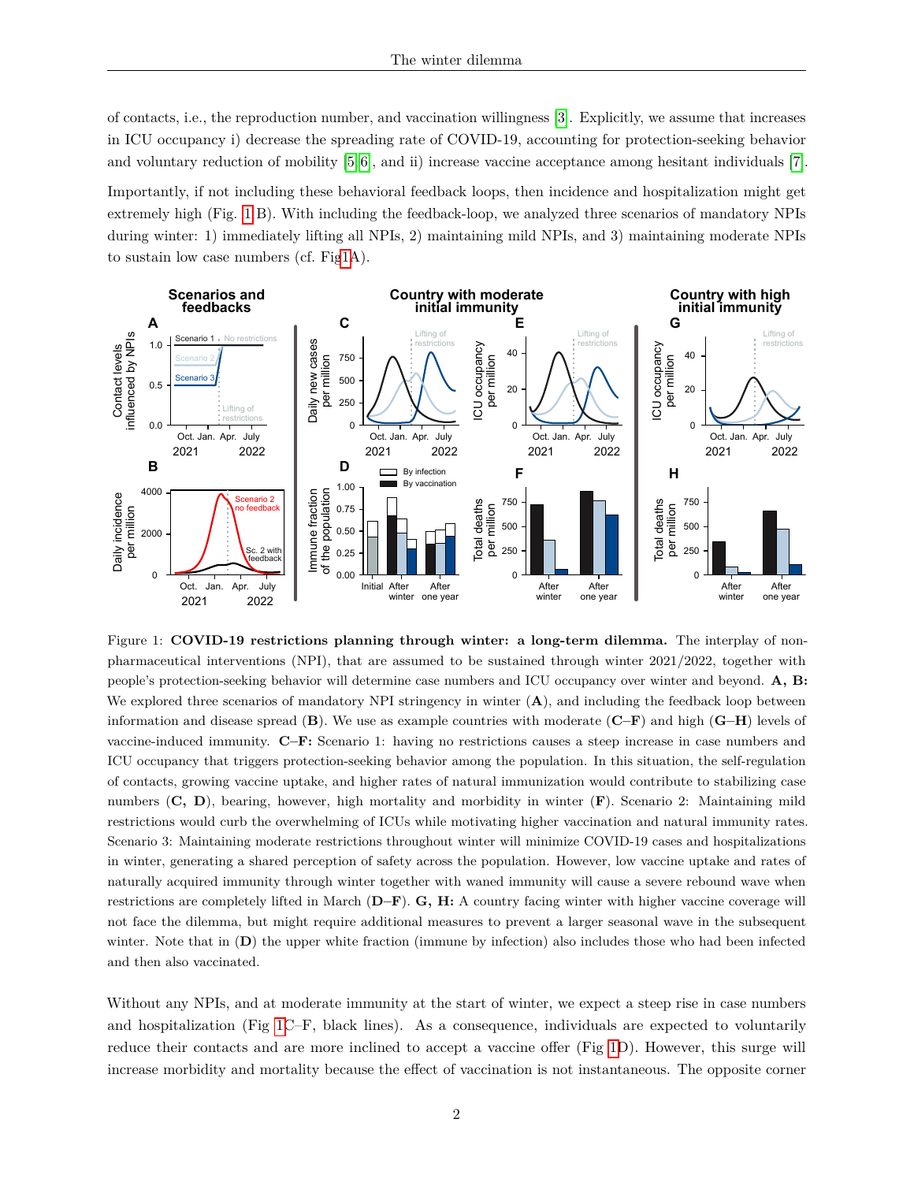of contacts, i.e., the reproduction number, and vaccination willingness [3]. Explicitly, we assume that increases in ICU occupancy i) decrease the spreading rate of COVID-19, accounting for protection-seeking behavior and voluntary reduction of mobility [5, 6], and ii) increase vaccine acceptance among hesitant individuals [7].

Importantly, if not including these behavioral feedback loops, then incidence and hospitalization might get extremely high (Fig. 1B). With including the feedback-loop, we analyzed three scenarios of mandatory NPIs during winter: 1) immediately lifting all NPIs, 2) maintaining mild NPIs, and 3) maintaining moderate NPIs to sustain low case numbers (cf. Fig1A).

Figure 1: **COVID-19 restrictions planning through winter: a long-term dilemma.** The interplay of non-pharmaceutical interventions (NPI), that are assumed to be sustained through winter 2021/2022, together with people's protection-seeking behavior will determine case numbers and ICU occupancy over winter and beyond. **A, B:** We explored three scenarios of mandatory NPI stringency in winter (**A**), and including the feedback loop between information and disease spread (**B**). We use as example countries with moderate (**C**–**F**) and high (**G**–**H**) levels of vaccine-induced immunity. **C–F:** Scenario 1: having no restrictions causes a steep increase in case numbers and ICU occupancy that triggers protection-seeking behavior among the population. In this situation, the self-regulation of contacts, growing vaccine uptake, and higher rates of natural immunization would contribute to stabilizing case numbers (**C, D**), bearing, however, high mortality and morbidity in winter (**F**). Scenario 2: Maintaining mild restrictions would curb the overwhelming of ICUs while motivating higher vaccination and natural immunity rates. Scenario 3: Maintaining moderate restrictions throughout winter will minimize COVID-19 cases and hospitalizations in winter, generating a shared perception of safety across the population. However, low vaccine uptake and rates of naturally acquired immunity through winter together with waned immunity will cause a severe rebound wave when restrictions are completely lifted in March (**D–F**). **G, H:** A country facing winter with higher vaccine coverage will not face the dilemma, but might require additional measures to prevent a larger seasonal wave in the subsequent winter. Note that in (**D**) the upper white fraction (immune by infection) also includes those who had been infected and then also vaccinated.

Without any NPIs, and at moderate immunity at the start of winter, we expect a steep rise in case numbers and hospitalization (Fig 1C–F, black lines). As a consequence, individuals are expected to voluntarily reduce their contacts and are more inclined to accept a vaccine offer (Fig 1D). However, this surge will increase morbidity and mortality because the effect of vaccination is not instantaneous. The opposite corner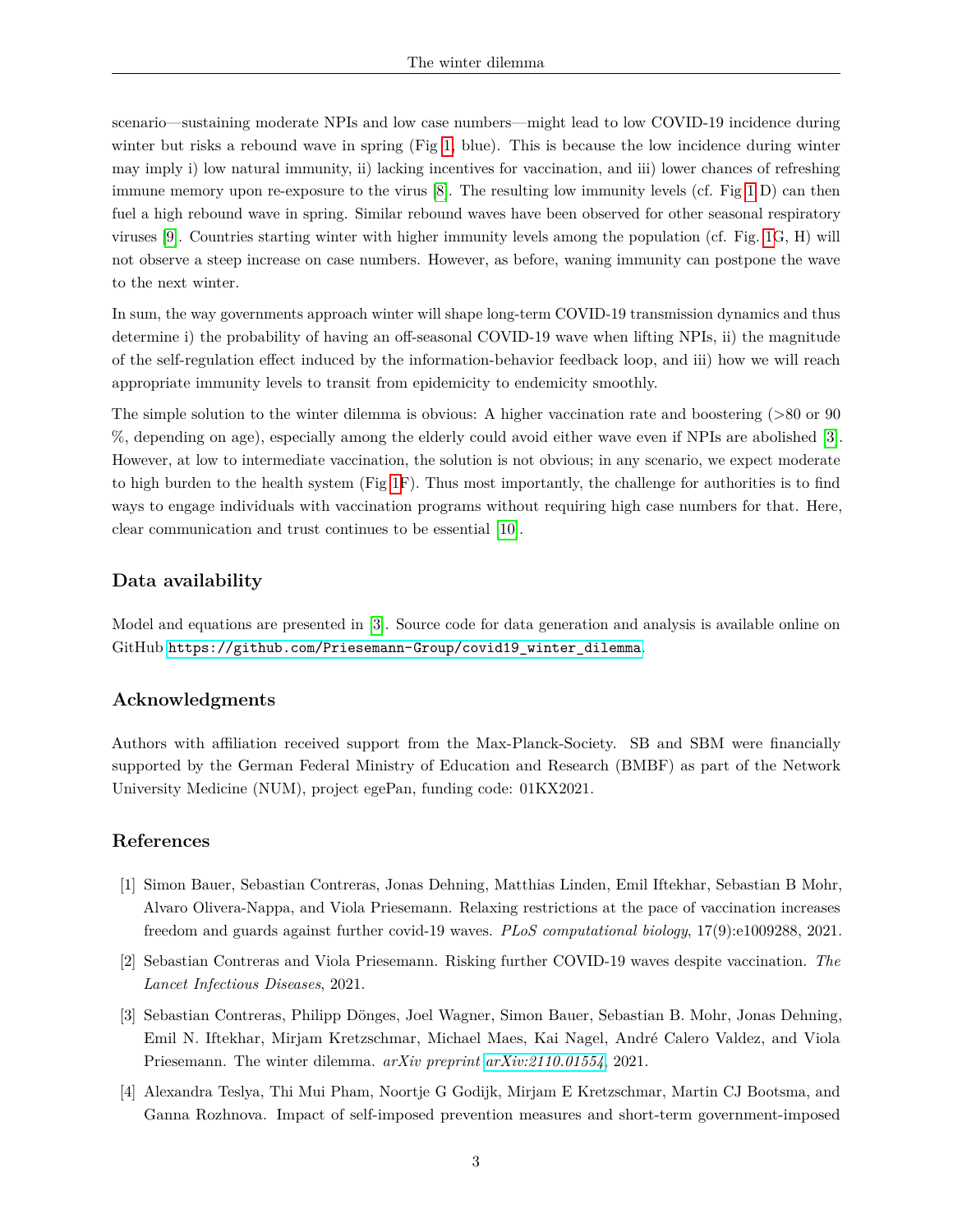scenario—sustaining moderate NPIs and low case numbers—might lead to low COVID-19 incidence during winter but risks a rebound wave in spring (Fig 1, blue). This is because the low incidence during winter may imply i) low natural immunity, ii) lacking incentives for vaccination, and iii) lower chances of refreshing immune memory upon re-exposure to the virus [8]. The resulting low immunity levels (cf. Fig 1 D) can then fuel a high rebound wave in spring. Similar rebound waves have been observed for other seasonal respiratory viruses [9]. Countries starting winter with higher immunity levels among the population (cf. Fig. 1G, H) will not observe a steep increase on case numbers. However, as before, waning immunity can postpone the wave to the next winter.

In sum, the way governments approach winter will shape long-term COVID-19 transmission dynamics and thus determine i) the probability of having an off-seasonal COVID-19 wave when lifting NPIs, ii) the magnitude of the self-regulation effect induced by the information-behavior feedback loop, and iii) how we will reach appropriate immunity levels to transit from epidemicity to endemicity smoothly.

The simple solution to the winter dilemma is obvious: A higher vaccination rate and boostering (>80 or 90 %, depending on age), especially among the elderly could avoid either wave even if NPIs are abolished [3]. However, at low to intermediate vaccination, the solution is not obvious; in any scenario, we expect moderate to high burden to the health system (Fig 1F). Thus most importantly, the challenge for authorities is to find ways to engage individuals with vaccination programs without requiring high case numbers for that. Here, clear communication and trust continues to be essential [10].

## Data availability

Model and equations are presented in [3]. Source code for data generation and analysis is available online on GitHub https://github.com/Priesemann-Group/covid19_winter_dilemma.

## Acknowledgments

Authors with affiliation received support from the Max-Planck-Society. SB and SBM were financially supported by the German Federal Ministry of Education and Research (BMBF) as part of the Network University Medicine (NUM), project egePan, funding code: 01KX2021.

## References

[1] Simon Bauer, Sebastian Contreras, Jonas Dehning, Matthias Linden, Emil Iftekhar, Sebastian B Mohr, Alvaro Olivera-Nappa, and Viola Priesemann. Relaxing restrictions at the pace of vaccination increases freedom and guards against further covid-19 waves. *PLoS computational biology*, 17(9):e1009288, 2021.

[2] Sebastian Contreras and Viola Priesemann. Risking further COVID-19 waves despite vaccination. *The Lancet Infectious Diseases*, 2021.

[3] Sebastian Contreras, Philipp Dönges, Joel Wagner, Simon Bauer, Sebastian B. Mohr, Jonas Dehning, Emil N. Iftekhar, Mirjam Kretzschmar, Michael Maes, Kai Nagel, André Calero Valdez, and Viola Priesemann. The winter dilemma. *arXiv preprint arXiv:2110.01554*, 2021.

[4] Alexandra Teslya, Thi Mui Pham, Noortje G Godijk, Mirjam E Kretzschmar, Martin CJ Bootsma, and Ganna Rozhnova. Impact of self-imposed prevention measures and short-term government-imposed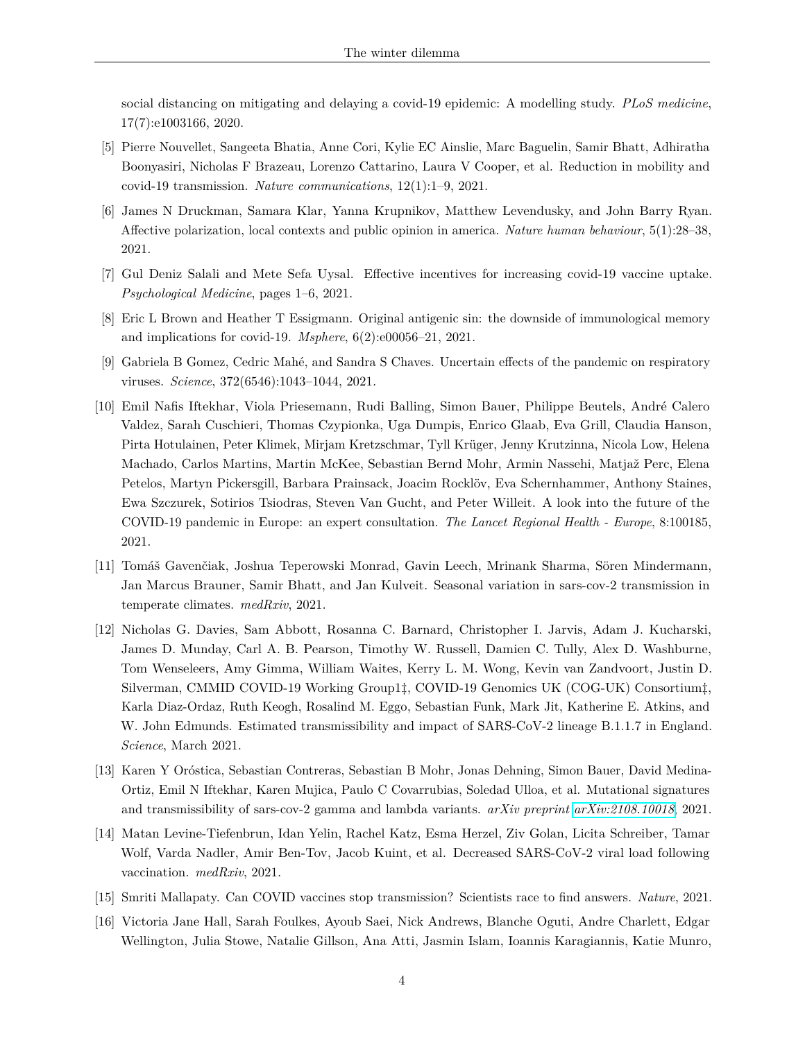social distancing on mitigating and delaying a covid-19 epidemic: A modelling study. *PLoS medicine*, 17(7):e1003166, 2020.

[5] Pierre Nouvellet, Sangeeta Bhatia, Anne Cori, Kylie EC Ainslie, Marc Baguelin, Samir Bhatt, Adhiratha Boonyasiri, Nicholas F Brazeau, Lorenzo Cattarino, Laura V Cooper, et al. Reduction in mobility and covid-19 transmission. *Nature communications*, 12(1):1–9, 2021.

[6] James N Druckman, Samara Klar, Yanna Krupnikov, Matthew Levendusky, and John Barry Ryan. Affective polarization, local contexts and public opinion in america. *Nature human behaviour*, 5(1):28–38, 2021.

[7] Gul Deniz Salali and Mete Sefa Uysal. Effective incentives for increasing covid-19 vaccine uptake. *Psychological Medicine*, pages 1–6, 2021.

[8] Eric L Brown and Heather T Essigmann. Original antigenic sin: the downside of immunological memory and implications for covid-19. *Msphere*, 6(2):e00056–21, 2021.

[9] Gabriela B Gomez, Cedric Mahé, and Sandra S Chaves. Uncertain effects of the pandemic on respiratory viruses. *Science*, 372(6546):1043–1044, 2021.

[10] Emil Nafis Iftekhar, Viola Priesemann, Rudi Balling, Simon Bauer, Philippe Beutels, André Calero Valdez, Sarah Cuschieri, Thomas Czypionka, Uga Dumpis, Enrico Glaab, Eva Grill, Claudia Hanson, Pirta Hotulainen, Peter Klimek, Mirjam Kretzschmar, Tyll Krüger, Jenny Krutzinna, Nicola Low, Helena Machado, Carlos Martins, Martin McKee, Sebastian Bernd Mohr, Armin Nassehi, Matjaž Perc, Elena Petelos, Martyn Pickersgill, Barbara Prainsack, Joacim Rocklöv, Eva Schernhammer, Anthony Staines, Ewa Szczurek, Sotirios Tsiodras, Steven Van Gucht, and Peter Willeit. A look into the future of the COVID-19 pandemic in Europe: an expert consultation. *The Lancet Regional Health - Europe*, 8:100185, 2021.

[11] Tomáš Gavenčiak, Joshua Teperowski Monrad, Gavin Leech, Mrinank Sharma, Sören Mindermann, Jan Marcus Brauner, Samir Bhatt, and Jan Kulveit. Seasonal variation in sars-cov-2 transmission in temperate climates. *medRxiv*, 2021.

[12] Nicholas G. Davies, Sam Abbott, Rosanna C. Barnard, Christopher I. Jarvis, Adam J. Kucharski, James D. Munday, Carl A. B. Pearson, Timothy W. Russell, Damien C. Tully, Alex D. Washburne, Tom Wenseleers, Amy Gimma, William Waites, Kerry L. M. Wong, Kevin van Zandvoort, Justin D. Silverman, CMMID COVID-19 Working Group1‡, COVID-19 Genomics UK (COG-UK) Consortium‡, Karla Diaz-Ordaz, Ruth Keogh, Rosalind M. Eggo, Sebastian Funk, Mark Jit, Katherine E. Atkins, and W. John Edmunds. Estimated transmissibility and impact of SARS-CoV-2 lineage B.1.1.7 in England. *Science*, March 2021.

[13] Karen Y Oróstica, Sebastian Contreras, Sebastian B Mohr, Jonas Dehning, Simon Bauer, David Medina-Ortiz, Emil N Iftekhar, Karen Mujica, Paulo C Covarrubias, Soledad Ulloa, et al. Mutational signatures and transmissibility of sars-cov-2 gamma and lambda variants. *arXiv preprint arXiv:2108.10018*, 2021.

[14] Matan Levine-Tiefenbrun, Idan Yelin, Rachel Katz, Esma Herzel, Ziv Golan, Licita Schreiber, Tamar Wolf, Varda Nadler, Amir Ben-Tov, Jacob Kuint, et al. Decreased SARS-CoV-2 viral load following vaccination. *medRxiv*, 2021.

[15] Smriti Mallapaty. Can COVID vaccines stop transmission? Scientists race to find answers. *Nature*, 2021.

[16] Victoria Jane Hall, Sarah Foulkes, Ayoub Saei, Nick Andrews, Blanche Oguti, Andre Charlett, Edgar Wellington, Julia Stowe, Natalie Gillson, Ana Atti, Jasmin Islam, Ioannis Karagiannis, Katie Munro,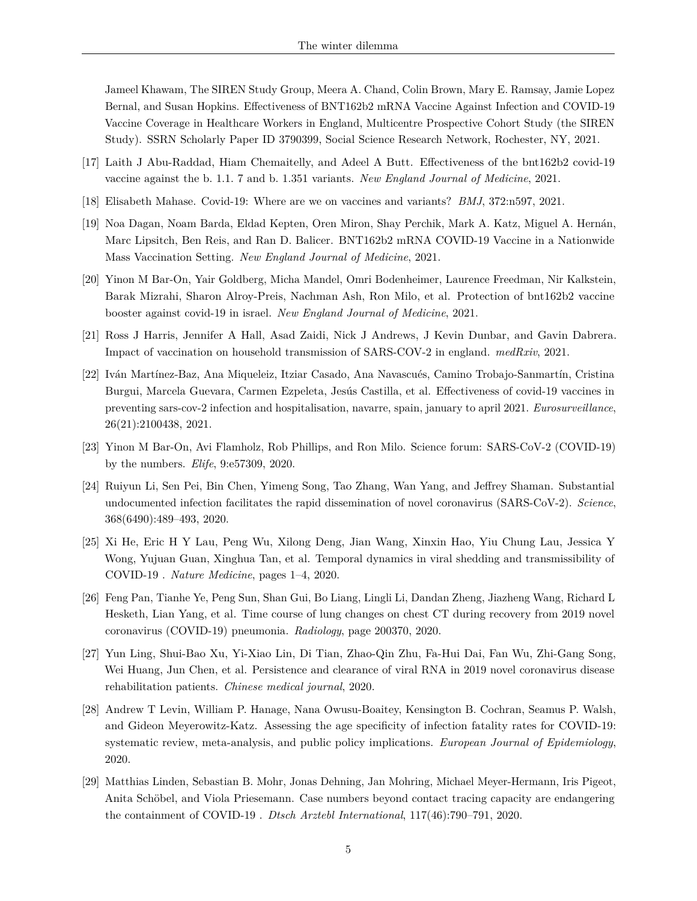Jameel Khawam, The SIREN Study Group, Meera A. Chand, Colin Brown, Mary E. Ramsay, Jamie Lopez Bernal, and Susan Hopkins. Effectiveness of BNT162b2 mRNA Vaccine Against Infection and COVID-19 Vaccine Coverage in Healthcare Workers in England, Multicentre Prospective Cohort Study (the SIREN Study). SSRN Scholarly Paper ID 3790399, Social Science Research Network, Rochester, NY, 2021.

[17] Laith J Abu-Raddad, Hiam Chemaitelly, and Adeel A Butt. Effectiveness of the bnt162b2 covid-19 vaccine against the b. 1.1. 7 and b. 1.351 variants. *New England Journal of Medicine*, 2021.

[18] Elisabeth Mahase. Covid-19: Where are we on vaccines and variants? *BMJ*, 372:n597, 2021.

[19] Noa Dagan, Noam Barda, Eldad Kepten, Oren Miron, Shay Perchik, Mark A. Katz, Miguel A. Hernán, Marc Lipsitch, Ben Reis, and Ran D. Balicer. BNT162b2 mRNA COVID-19 Vaccine in a Nationwide Mass Vaccination Setting. *New England Journal of Medicine*, 2021.

[20] Yinon M Bar-On, Yair Goldberg, Micha Mandel, Omri Bodenheimer, Laurence Freedman, Nir Kalkstein, Barak Mizrahi, Sharon Alroy-Preis, Nachman Ash, Ron Milo, et al. Protection of bnt162b2 vaccine booster against covid-19 in israel. *New England Journal of Medicine*, 2021.

[21] Ross J Harris, Jennifer A Hall, Asad Zaidi, Nick J Andrews, J Kevin Dunbar, and Gavin Dabrera. Impact of vaccination on household transmission of SARS-COV-2 in england. *medRxiv*, 2021.

[22] Iván Martínez-Baz, Ana Miqueleiz, Itziar Casado, Ana Navascués, Camino Trobajo-Sanmartín, Cristina Burgui, Marcela Guevara, Carmen Ezpeleta, Jesús Castilla, et al. Effectiveness of covid-19 vaccines in preventing sars-cov-2 infection and hospitalisation, navarre, spain, january to april 2021. *Eurosurveillance*, 26(21):2100438, 2021.

[23] Yinon M Bar-On, Avi Flamholz, Rob Phillips, and Ron Milo. Science forum: SARS-CoV-2 (COVID-19) by the numbers. *Elife*, 9:e57309, 2020.

[24] Ruiyun Li, Sen Pei, Bin Chen, Yimeng Song, Tao Zhang, Wan Yang, and Jeffrey Shaman. Substantial undocumented infection facilitates the rapid dissemination of novel coronavirus (SARS-CoV-2). *Science*, 368(6490):489–493, 2020.

[25] Xi He, Eric H Y Lau, Peng Wu, Xilong Deng, Jian Wang, Xinxin Hao, Yiu Chung Lau, Jessica Y Wong, Yujuan Guan, Xinghua Tan, et al. Temporal dynamics in viral shedding and transmissibility of COVID-19 . *Nature Medicine*, pages 1–4, 2020.

[26] Feng Pan, Tianhe Ye, Peng Sun, Shan Gui, Bo Liang, Lingli Li, Dandan Zheng, Jiazheng Wang, Richard L Hesketh, Lian Yang, et al. Time course of lung changes on chest CT during recovery from 2019 novel coronavirus (COVID-19) pneumonia. *Radiology*, page 200370, 2020.

[27] Yun Ling, Shui-Bao Xu, Yi-Xiao Lin, Di Tian, Zhao-Qin Zhu, Fa-Hui Dai, Fan Wu, Zhi-Gang Song, Wei Huang, Jun Chen, et al. Persistence and clearance of viral RNA in 2019 novel coronavirus disease rehabilitation patients. *Chinese medical journal*, 2020.

[28] Andrew T Levin, William P. Hanage, Nana Owusu-Boaitey, Kensington B. Cochran, Seamus P. Walsh, and Gideon Meyerowitz-Katz. Assessing the age specificity of infection fatality rates for COVID-19: systematic review, meta-analysis, and public policy implications. *European Journal of Epidemiology*, 2020.

[29] Matthias Linden, Sebastian B. Mohr, Jonas Dehning, Jan Mohring, Michael Meyer-Hermann, Iris Pigeot, Anita Schöbel, and Viola Priesemann. Case numbers beyond contact tracing capacity are endangering the containment of COVID-19 . *Dtsch Arztebl International*, 117(46):790–791, 2020.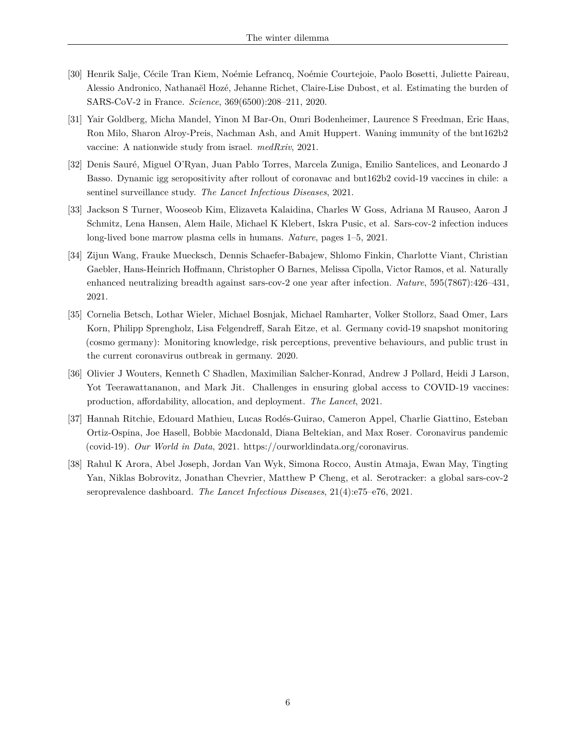[30] Henrik Salje, Cécile Tran Kiem, Noémie Lefrancq, Noémie Courtejoie, Paolo Bosetti, Juliette Paireau, Alessio Andronico, Nathanaël Hozé, Jehanne Richet, Claire-Lise Dubost, et al. Estimating the burden of SARS-CoV-2 in France. *Science*, 369(6500):208–211, 2020.

[31] Yair Goldberg, Micha Mandel, Yinon M Bar-On, Omri Bodenheimer, Laurence S Freedman, Eric Haas, Ron Milo, Sharon Alroy-Preis, Nachman Ash, and Amit Huppert. Waning immunity of the bnt162b2 vaccine: A nationwide study from israel. *medRxiv*, 2021.

[32] Denis Sauré, Miguel O'Ryan, Juan Pablo Torres, Marcela Zuniga, Emilio Santelices, and Leonardo J Basso. Dynamic igg seropositivity after rollout of coronavac and bnt162b2 covid-19 vaccines in chile: a sentinel surveillance study. *The Lancet Infectious Diseases*, 2021.

[33] Jackson S Turner, Wooseob Kim, Elizaveta Kalaidina, Charles W Goss, Adriana M Rauseo, Aaron J Schmitz, Lena Hansen, Alem Haile, Michael K Klebert, Iskra Pusic, et al. Sars-cov-2 infection induces long-lived bone marrow plasma cells in humans. *Nature*, pages 1–5, 2021.

[34] Zijun Wang, Frauke Muecksch, Dennis Schaefer-Babajew, Shlomo Finkin, Charlotte Viant, Christian Gaebler, Hans-Heinrich Hoffmann, Christopher O Barnes, Melissa Cipolla, Victor Ramos, et al. Naturally enhanced neutralizing breadth against sars-cov-2 one year after infection. *Nature*, 595(7867):426–431, 2021.

[35] Cornelia Betsch, Lothar Wieler, Michael Bosnjak, Michael Ramharter, Volker Stollorz, Saad Omer, Lars Korn, Philipp Sprengholz, Lisa Felgendreff, Sarah Eitze, et al. Germany covid-19 snapshot monitoring (cosmo germany): Monitoring knowledge, risk perceptions, preventive behaviours, and public trust in the current coronavirus outbreak in germany. 2020.

[36] Olivier J Wouters, Kenneth C Shadlen, Maximilian Salcher-Konrad, Andrew J Pollard, Heidi J Larson, Yot Teerawattananon, and Mark Jit. Challenges in ensuring global access to COVID-19 vaccines: production, affordability, allocation, and deployment. *The Lancet*, 2021.

[37] Hannah Ritchie, Edouard Mathieu, Lucas Rodés-Guirao, Cameron Appel, Charlie Giattino, Esteban Ortiz-Ospina, Joe Hasell, Bobbie Macdonald, Diana Beltekian, and Max Roser. Coronavirus pandemic (covid-19). *Our World in Data*, 2021. https://ourworldindata.org/coronavirus.

[38] Rahul K Arora, Abel Joseph, Jordan Van Wyk, Simona Rocco, Austin Atmaja, Ewan May, Tingting Yan, Niklas Bobrovitz, Jonathan Chevrier, Matthew P Cheng, et al. Serotracker: a global sars-cov-2 seroprevalence dashboard. *The Lancet Infectious Diseases*, 21(4):e75–e76, 2021.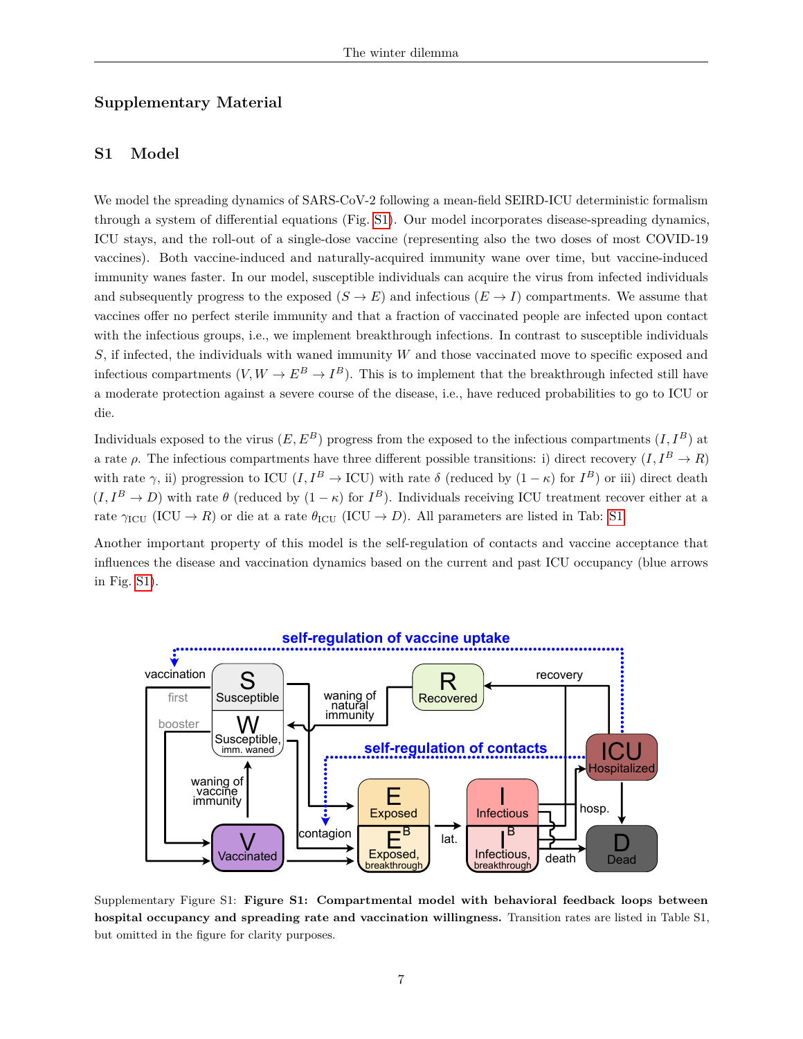## Supplementary Material

### S1 Model

We model the spreading dynamics of SARS-CoV-2 following a mean-field SEIRD-ICU deterministic formalism through a system of differential equations (Fig. S1). Our model incorporates disease-spreading dynamics, ICU stays, and the roll-out of a single-dose vaccine (representing also the two doses of most COVID-19 vaccines). Both vaccine-induced and naturally-acquired immunity wane over time, but vaccine-induced immunity wanes faster. In our model, susceptible individuals can acquire the virus from infected individuals and subsequently progress to the exposed ($S \to E$) and infectious ($E \to I$) compartments. We assume that vaccines offer no perfect sterile immunity and that a fraction of vaccinated people are infected upon contact with the infectious groups, i.e., we implement breakthrough infections. In contrast to susceptible individuals $S$, if infected, the individuals with waned immunity $W$ and those vaccinated move to specific exposed and infectious compartments ($V, W \to E^B \to I^B$). This is to implement that the breakthrough infected still have a moderate protection against a severe course of the disease, i.e., have reduced probabilities to go to ICU or die.

Individuals exposed to the virus ($E, E^B$) progress from the exposed to the infectious compartments ($I, I^B$) at a rate $\rho$. The infectious compartments have three different possible transitions: i) direct recovery ($I, I^B \to R$) with rate $\gamma$, ii) progression to ICU ($I, I^B \to \text{ICU}$) with rate $\delta$ (reduced by $(1-\kappa)$ for $I^B$) or iii) direct death ($I, I^B \to D$) with rate $\theta$ (reduced by $(1-\kappa)$ for $I^B$). Individuals receiving ICU treatment recover either at a rate $\gamma_{\text{ICU}}$ ($\text{ICU} \to R$) or die at a rate $\theta_{\text{ICU}}$ ($\text{ICU} \to D$). All parameters are listed in Tab: S1

Another important property of this model is the self-regulation of contacts and vaccine acceptance that influences the disease and vaccination dynamics based on the current and past ICU occupancy (blue arrows in Fig. S1).

Supplementary Figure S1: **Figure S1: Compartmental model with behavioral feedback loops between hospital occupancy and spreading rate and vaccination willingness.** Transition rates are listed in Table S1, but omitted in the figure for clarity purposes.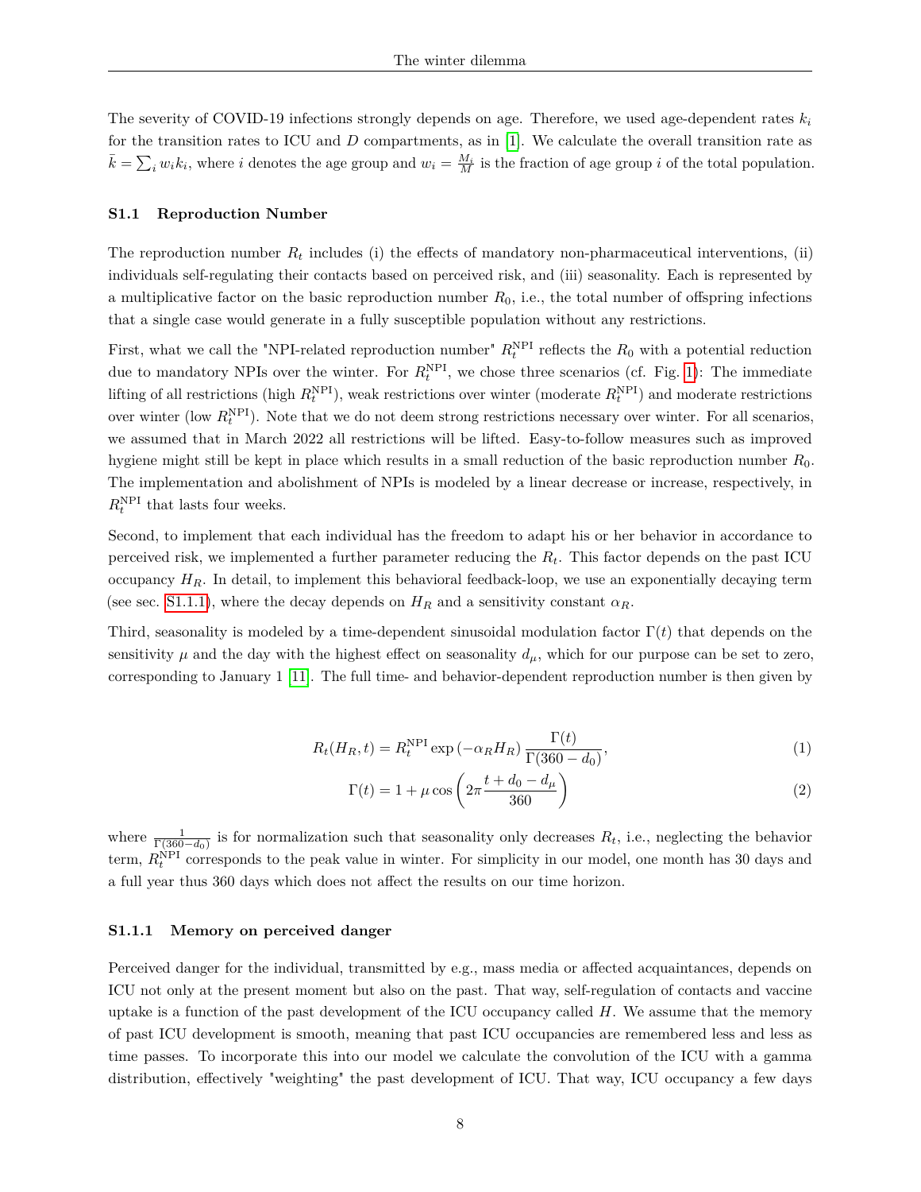The severity of COVID-19 infections strongly depends on age. Therefore, we used age-dependent rates $k_i$ for the transition rates to ICU and $D$ compartments, as in [1]. We calculate the overall transition rate as $\bar{k} = \sum_i w_i k_i$, where $i$ denotes the age group and $w_i = \frac{M_i}{M}$ is the fraction of age group $i$ of the total population.

### S1.1 Reproduction Number

The reproduction number $R_t$ includes (i) the effects of mandatory non-pharmaceutical interventions, (ii) individuals self-regulating their contacts based on perceived risk, and (iii) seasonality. Each is represented by a multiplicative factor on the basic reproduction number $R_0$, i.e., the total number of offspring infections that a single case would generate in a fully susceptible population without any restrictions.

First, what we call the "NPI-related reproduction number" $R_t^{\text{NPI}}$ reflects the $R_0$ with a potential reduction due to mandatory NPIs over the winter. For $R_t^{\text{NPI}}$, we chose three scenarios (cf. Fig. 1): The immediate lifting of all restrictions (high $R_t^{\text{NPI}}$), weak restrictions over winter (moderate $R_t^{\text{NPI}}$) and moderate restrictions over winter (low $R_t^{\text{NPI}}$). Note that we do not deem strong restrictions necessary over winter. For all scenarios, we assumed that in March 2022 all restrictions will be lifted. Easy-to-follow measures such as improved hygiene might still be kept in place which results in a small reduction of the basic reproduction number $R_0$. The implementation and abolishment of NPIs is modeled by a linear decrease or increase, respectively, in $R_t^{\text{NPI}}$ that lasts four weeks.

Second, to implement that each individual has the freedom to adapt his or her behavior in accordance to perceived risk, we implemented a further parameter reducing the $R_t$. This factor depends on the past ICU occupancy $H_R$. In detail, to implement this behavioral feedback-loop, we use an exponentially decaying term (see sec. S1.1.1), where the decay depends on $H_R$ and a sensitivity constant $\alpha_R$.

Third, seasonality is modeled by a time-dependent sinusoidal modulation factor $\Gamma(t)$ that depends on the sensitivity $\mu$ and the day with the highest effect on seasonality $d_\mu$, which for our purpose can be set to zero, corresponding to January 1 [11]. The full time- and behavior-dependent reproduction number is then given by

$$R_t(H_R, t) = R_t^{\text{NPI}} \exp\left(-\alpha_R H_R\right) \frac{\Gamma(t)}{\Gamma(360 - d_0)}, \tag{1}$$

$$\Gamma(t) = 1 + \mu \cos\left(2\pi \frac{t + d_0 - d_\mu}{360}\right) \tag{2}$$

where $\frac{1}{\Gamma(360-d_0)}$ is for normalization such that seasonality only decreases $R_t$, i.e., neglecting the behavior term, $R_t^{\text{NPI}}$ corresponds to the peak value in winter. For simplicity in our model, one month has 30 days and a full year thus 360 days which does not affect the results on our time horizon.

#### S1.1.1 Memory on perceived danger

Perceived danger for the individual, transmitted by e.g., mass media or affected acquaintances, depends on ICU not only at the present moment but also on the past. That way, self-regulation of contacts and vaccine uptake is a function of the past development of the ICU occupancy called $H$. We assume that the memory of past ICU development is smooth, meaning that past ICU occupancies are remembered less and less as time passes. To incorporate this into our model we calculate the convolution of the ICU with a gamma distribution, effectively "weighting" the past development of ICU. That way, ICU occupancy a few days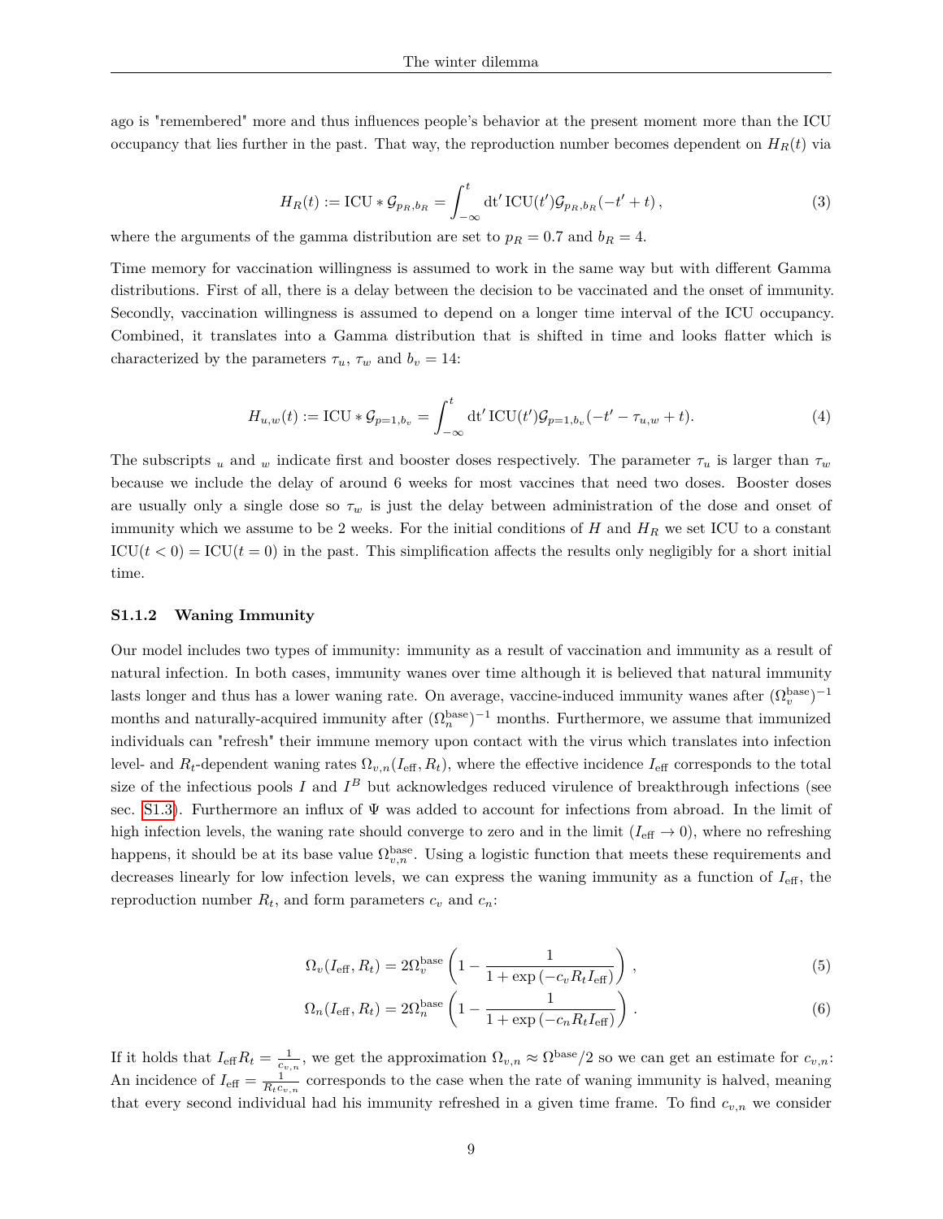ago is "remembered" more and thus influences people's behavior at the present moment more than the ICU occupancy that lies further in the past. That way, the reproduction number becomes dependent on $H_R(t)$ via

$$H_R(t) := \text{ICU} * \mathcal{G}_{p_R,b_R} = \int_{-\infty}^{t} \mathrm{d}t'\, \text{ICU}(t')\mathcal{G}_{p_R,b_R}(-t'+t)\,, \tag{3}$$

where the arguments of the gamma distribution are set to $p_R = 0.7$ and $b_R = 4$.

Time memory for vaccination willingness is assumed to work in the same way but with different Gamma distributions. First of all, there is a delay between the decision to be vaccinated and the onset of immunity. Secondly, vaccination willingness is assumed to depend on a longer time interval of the ICU occupancy. Combined, it translates into a Gamma distribution that is shifted in time and looks flatter which is characterized by the parameters $\tau_u$, $\tau_w$ and $b_v = 14$:

$$H_{u,w}(t) := \text{ICU} * \mathcal{G}_{p=1,b_v} = \int_{-\infty}^{t} \mathrm{d}t'\, \text{ICU}(t')\mathcal{G}_{p=1,b_v}(-t' - \tau_{u,w} + t). \tag{4}$$

The subscripts $_u$ and $_w$ indicate first and booster doses respectively. The parameter $\tau_u$ is larger than $\tau_w$ because we include the delay of around 6 weeks for most vaccines that need two doses. Booster doses are usually only a single dose so $\tau_w$ is just the delay between administration of the dose and onset of immunity which we assume to be 2 weeks. For the initial conditions of $H$ and $H_R$ we set ICU to a constant $\text{ICU}(t<0) = \text{ICU}(t=0)$ in the past. This simplification affects the results only negligibly for a short initial time.

### S1.1.2 Waning Immunity

Our model includes two types of immunity: immunity as a result of vaccination and immunity as a result of natural infection. In both cases, immunity wanes over time although it is believed that natural immunity lasts longer and thus has a lower waning rate. On average, vaccine-induced immunity wanes after $(\Omega_v^{\text{base}})^{-1}$ months and naturally-acquired immunity after $(\Omega_n^{\text{base}})^{-1}$ months. Furthermore, we assume that immunized individuals can "refresh" their immune memory upon contact with the virus which translates into infection level- and $R_t$-dependent waning rates $\Omega_{v,n}(I_{\text{eff}}, R_t)$, where the effective incidence $I_{\text{eff}}$ corresponds to the total size of the infectious pools $I$ and $I^B$ but acknowledges reduced virulence of breakthrough infections (see sec. S1.3). Furthermore an influx of $\Psi$ was added to account for infections from abroad. In the limit of high infection levels, the waning rate should converge to zero and in the limit $(I_{\text{eff}} \to 0)$, where no refreshing happens, it should be at its base value $\Omega_{v,n}^{\text{base}}$. Using a logistic function that meets these requirements and decreases linearly for low infection levels, we can express the waning immunity as a function of $I_{\text{eff}}$, the reproduction number $R_t$, and form parameters $c_v$ and $c_n$:

$$\Omega_v(I_{\text{eff}}, R_t) = 2\Omega_v^{\text{base}} \left(1 - \frac{1}{1 + \exp\left(-c_v R_t I_{\text{eff}}\right)}\right)\,, \tag{5}$$

$$\Omega_n(I_{\text{eff}}, R_t) = 2\Omega_n^{\text{base}} \left(1 - \frac{1}{1 + \exp\left(-c_n R_t I_{\text{eff}}\right)}\right)\,. \tag{6}$$

If it holds that $I_{\text{eff}} R_t = \frac{1}{c_{v,n}}$, we get the approximation $\Omega_{v,n} \approx \Omega^{\text{base}}/2$ so we can get an estimate for $c_{v,n}$: An incidence of $I_{\text{eff}} = \frac{1}{R_t c_{v,n}}$ corresponds to the case when the rate of waning immunity is halved, meaning that every second individual had his immunity refreshed in a given time frame. To find $c_{v,n}$ we consider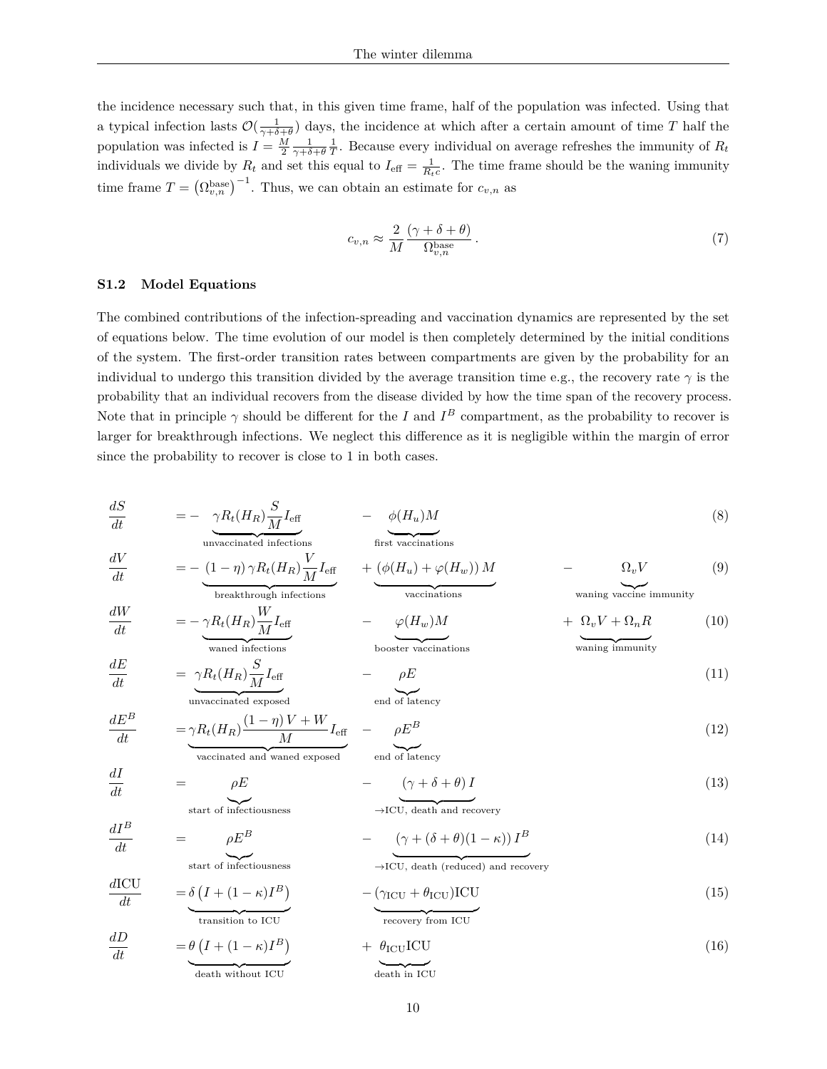the incidence necessary such that, in this given time frame, half of the population was infected. Using that a typical infection lasts $\mathcal{O}(\frac{1}{\gamma+\delta+\theta})$ days, the incidence at which after a certain amount of time $T$ half the population was infected is $I = \frac{M}{2}\frac{1}{\gamma+\delta+\theta}\frac{1}{T}$. Because every individual on average refreshes the immunity of $R_t$ individuals we divide by $R_t$ and set this equal to $I_{\text{eff}} = \frac{1}{R_t c}$. The time frame should be the waning immunity time frame $T = \left(\Omega^{\text{base}}_{v,n}\right)^{-1}$. Thus, we can obtain an estimate for $c_{v,n}$ as

$$c_{v,n} \approx \frac{2}{M}\frac{(\gamma+\delta+\theta)}{\Omega^{\text{base}}_{v,n}}\,. \tag{7}$$

### S1.2 Model Equations

The combined contributions of the infection-spreading and vaccination dynamics are represented by the set of equations below. The time evolution of our model is then completely determined by the initial conditions of the system. The first-order transition rates between compartments are given by the probability for an individual to undergo this transition divided by the average transition time e.g., the recovery rate $\gamma$ is the probability that an individual recovers from the disease divided by how the time span of the recovery process. Note that in principle $\gamma$ should be different for the $I$ and $I^B$ compartment, as the probability to recover is larger for breakthrough infections. We neglect this difference as it is negligible within the margin of error since the probability to recover is close to 1 in both cases.

$$\frac{dS}{dt} = -\underbrace{\gamma R_t(H_R)\frac{S}{M}I_{\text{eff}}}_{\text{unvaccinated infections}} - \underbrace{\phi(H_u)M}_{\text{first vaccinations}} \tag{8}$$

$$\frac{dV}{dt} = -\underbrace{(1-\eta)\,\gamma R_t(H_R)\frac{V}{M}I_{\text{eff}}}_{\text{breakthrough infections}} + \underbrace{\left(\phi(H_u)+\varphi(H_w)\right)M}_{\text{vaccinations}} - \underbrace{\Omega_v V}_{\text{waning vaccine immunity}} \tag{9}$$

$$\frac{dW}{dt} = -\underbrace{\gamma R_t(H_R)\frac{W}{M}I_{\text{eff}}}_{\text{waned infections}} - \underbrace{\varphi(H_w)M}_{\text{booster vaccinations}} + \underbrace{\Omega_v V + \Omega_n R}_{\text{waning immunity}} \tag{10}$$

$$\frac{dE}{dt} = \underbrace{\gamma R_t(H_R)\frac{S}{M}I_{\text{eff}}}_{\text{unvaccinated exposed}} - \underbrace{\rho E}_{\text{end of latency}} \tag{11}$$

$$\frac{dE^B}{dt} = \underbrace{\gamma R_t(H_R)\frac{(1-\eta)\,V+W}{M}I_{\text{eff}}}_{\text{vaccinated and waned exposed}} - \underbrace{\rho E^B}_{\text{end of latency}} \tag{12}$$

$$\frac{dI}{dt} = \underbrace{\rho E}_{\text{start of infectiousness}} - \underbrace{(\gamma+\delta+\theta)\,I}_{\to\text{ICU, death and recovery}} \tag{13}$$

$$\frac{dI^B}{dt} = \underbrace{\rho E^B}_{\text{start of infectiousness}} - \underbrace{\left(\gamma+(\delta+\theta)(1-\kappa)\right)I^B}_{\to\text{ICU, death (reduced) and recovery}} \tag{14}$$

$$\frac{d\text{ICU}}{dt} = \underbrace{\delta\left(I+(1-\kappa)I^B\right)}_{\text{transition to ICU}} - \underbrace{(\gamma_{\text{ICU}}+\theta_{\text{ICU}})\text{ICU}}_{\text{recovery from ICU}} \tag{15}$$

$$\frac{dD}{dt} = \underbrace{\theta\left(I+(1-\kappa)I^B\right)}_{\text{death without ICU}} + \underbrace{\theta_{\text{ICU}}\text{ICU}}_{\text{death in ICU}} \tag{16}$$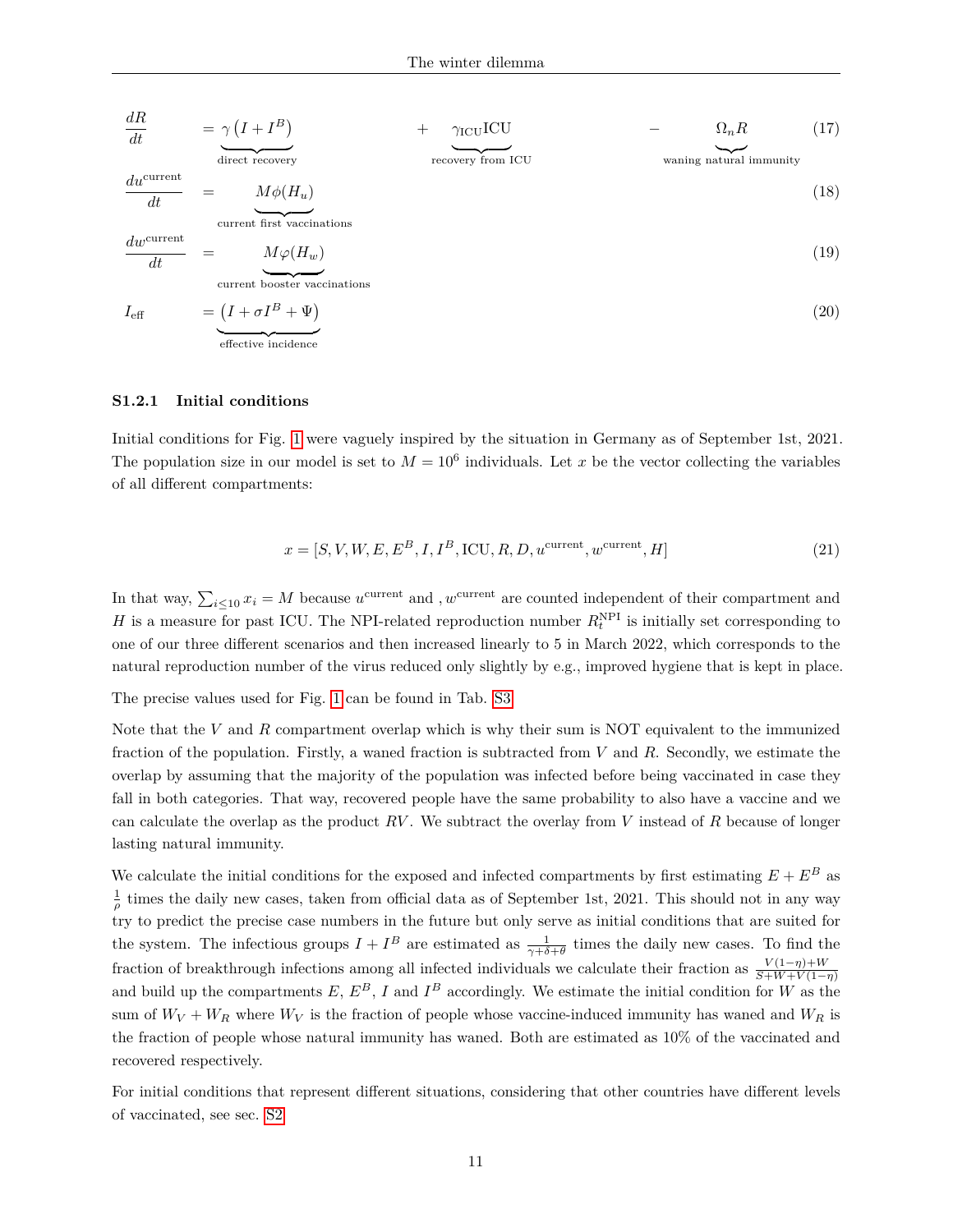$$\frac{dR}{dt} = \underbrace{\gamma\left(I + I^B\right)}_{\text{direct recovery}} + \underbrace{\gamma_{\text{ICU}}\text{ICU}}_{\text{recovery from ICU}} - \underbrace{\Omega_n R}_{\text{waning natural immunity}} \tag{17}$$

$$\frac{du^{\text{current}}}{dt} = \underbrace{M\phi(H_u)}_{\text{current first vaccinations}} \tag{18}$$

$$\frac{dw^{\text{current}}}{dt} = \underbrace{M\varphi(H_w)}_{\text{current booster vaccinations}} \tag{19}$$

$$I_{\text{eff}} = \underbrace{\left(I + \sigma I^B + \Psi\right)}_{\text{effective incidence}} \tag{20}$$

### S1.2.1 Initial conditions

Initial conditions for Fig. 1 were vaguely inspired by the situation in Germany as of September 1st, 2021. The population size in our model is set to $M = 10^6$ individuals. Let $x$ be the vector collecting the variables of all different compartments:

$$x = [S, V, W, E, E^B, I, I^B, \text{ICU}, R, D, u^{\text{current}}, w^{\text{current}}, H] \tag{21}$$

In that way, $\sum_{i\leq 10} x_i = M$ because $u^{\text{current}}$ and , $w^{\text{current}}$ are counted independent of their compartment and $H$ is a measure for past ICU. The NPI-related reproduction number $R_t^{\text{NPI}}$ is initially set corresponding to one of our three different scenarios and then increased linearly to 5 in March 2022, which corresponds to the natural reproduction number of the virus reduced only slightly by e.g., improved hygiene that is kept in place.

The precise values used for Fig. 1 can be found in Tab. S3.

Note that the $V$ and $R$ compartment overlap which is why their sum is NOT equivalent to the immunized fraction of the population. Firstly, a waned fraction is subtracted from $V$ and $R$. Secondly, we estimate the overlap by assuming that the majority of the population was infected before being vaccinated in case they fall in both categories. That way, recovered people have the same probability to also have a vaccine and we can calculate the overlap as the product $RV$. We subtract the overlay from $V$ instead of $R$ because of longer lasting natural immunity.

We calculate the initial conditions for the exposed and infected compartments by first estimating $E + E^B$ as $\frac{1}{\rho}$ times the daily new cases, taken from official data as of September 1st, 2021. This should not in any way try to predict the precise case numbers in the future but only serve as initial conditions that are suited for the system. The infectious groups $I + I^B$ are estimated as $\frac{1}{\gamma+\delta+\theta}$ times the daily new cases. To find the fraction of breakthrough infections among all infected individuals we calculate their fraction as $\frac{V(1-\eta)+W}{S+W+V(1-\eta)}$ and build up the compartments $E$, $E^B$, $I$ and $I^B$ accordingly. We estimate the initial condition for $W$ as the sum of $W_V + W_R$ where $W_V$ is the fraction of people whose vaccine-induced immunity has waned and $W_R$ is the fraction of people whose natural immunity has waned. Both are estimated as 10% of the vaccinated and recovered respectively.

For initial conditions that represent different situations, considering that other countries have different levels of vaccinated, see sec. S2.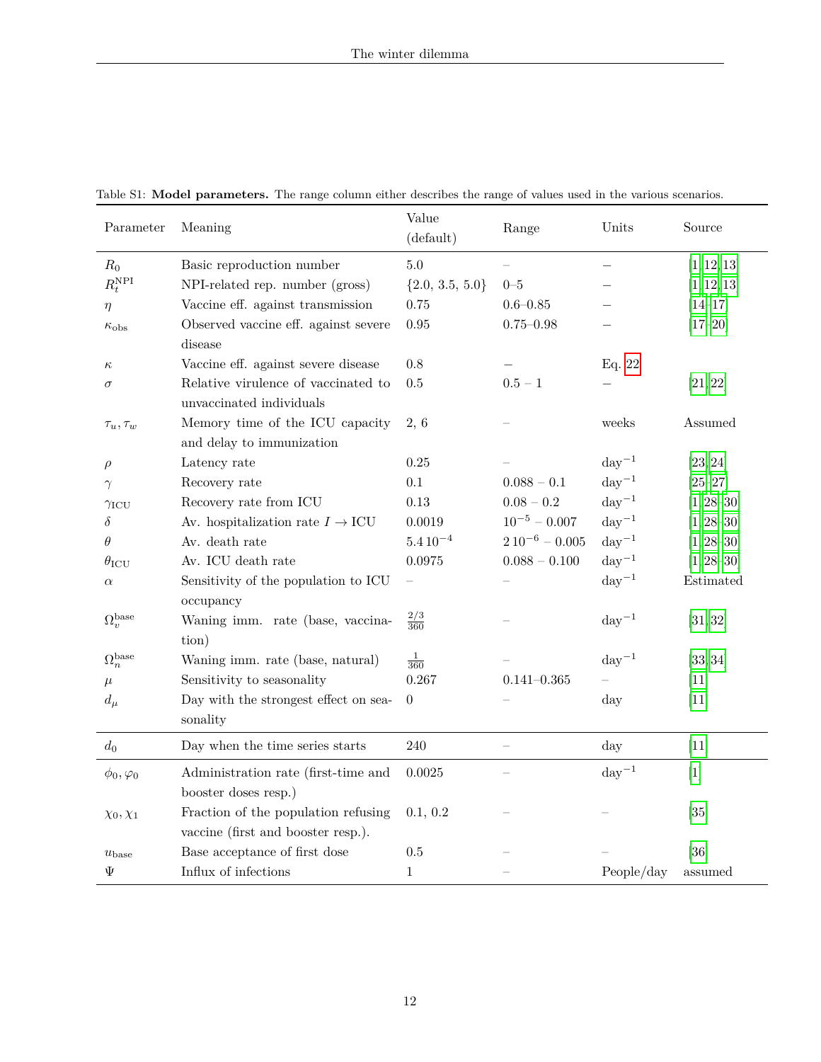Table S1: **Model parameters.** The range column either describes the range of values used in the various scenarios.

| Parameter | Meaning | Value (default) | Range | Units | Source |
|---|---|---|---|---|---|
| $R_0$ | Basic reproduction number | 5.0 | – | – | [1, 12, 13] |
| $R_t^{\text{NPI}}$ | NPI-related rep. number (gross) | {2.0, 3.5, 5.0} | 0–5 | – | [1, 12, 13] |
| $\eta$ | Vaccine eff. against transmission | 0.75 | 0.6–0.85 | – | [14–17] |
| $\kappa_{\text{obs}}$ | Observed vaccine eff. against severe disease | 0.95 | 0.75–0.98 | – | [17–20] |
| $\kappa$ | Vaccine eff. against severe disease | 0.8 | – | Eq. 22 | |
| $\sigma$ | Relative virulence of vaccinated to unvaccinated individuals | 0.5 | 0.5 – 1 | – | [21, 22] |
| $\tau_u, \tau_w$ | Memory time of the ICU capacity and delay to immunization | 2, 6 | – | weeks | Assumed |
| $\rho$ | Latency rate | 0.25 | – | day$^{-1}$ | [23, 24] |
| $\gamma$ | Recovery rate | 0.1 | 0.088 – 0.1 | day$^{-1}$ | [25–27] |
| $\gamma_{\text{ICU}}$ | Recovery rate from ICU | 0.13 | 0.08 – 0.2 | day$^{-1}$ | [1, 28–30] |
| $\delta$ | Av. hospitalization rate $I \to \text{ICU}$ | 0.0019 | $10^{-5}$ – 0.007 | day$^{-1}$ | [1, 28–30] |
| $\theta$ | Av. death rate | $5.4\,10^{-4}$ | $2\,10^{-6}$ – 0.005 | day$^{-1}$ | [1, 28–30] |
| $\theta_{\text{ICU}}$ | Av. ICU death rate | 0.0975 | 0.088 – 0.100 | day$^{-1}$ | [1, 28–30] |
| $\alpha$ | Sensitivity of the population to ICU occupancy | – | – | day$^{-1}$ | Estimated |
| $\Omega_v^{\text{base}}$ | Waning imm. rate (base, vaccination) | $\frac{2/3}{360}$ | – | day$^{-1}$ | [31, 32] |
| $\Omega_n^{\text{base}}$ | Waning imm. rate (base, natural) | $\frac{1}{360}$ | – | day$^{-1}$ | [33, 34] |
| $\mu$ | Sensitivity to seasonality | 0.267 | 0.141–0.365 | – | [11] |
| $d_\mu$ | Day with the strongest effect on seasonality | 0 | – | day | [11] |
| $d_0$ | Day when the time series starts | 240 | – | day | [11] |
| $\phi_0, \varphi_0$ | Administration rate (first-time and booster doses resp.) | 0.0025 | – | day$^{-1}$ | [1] |
| $\chi_0, \chi_1$ | Fraction of the population refusing vaccine (first and booster resp.). | 0.1, 0.2 | – | – | [35] |
| $u_{\text{base}}$ | Base acceptance of first dose | 0.5 | – | – | [36] |
| $\Psi$ | Influx of infections | 1 | – | People/day | assumed |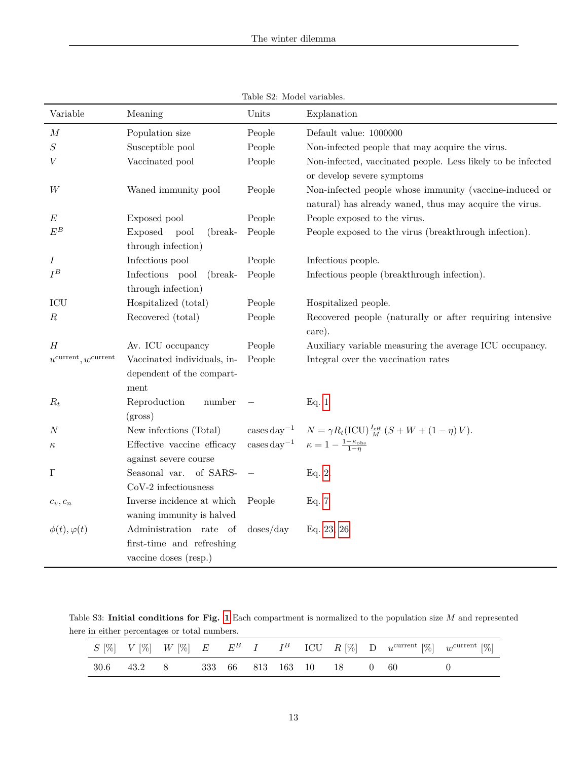Table S2: Model variables.

| Variable | Meaning | Units | Explanation |
|---|---|---|---|
| $M$ | Population size | People | Default value: 1000000 |
| $S$ | Susceptible pool | People | Non-infected people that may acquire the virus. |
| $V$ | Vaccinated pool | People | Non-infected, vaccinated people. Less likely to be infected or develop severe symptoms |
| $W$ | Waned immunity pool | People | Non-infected people whose immunity (vaccine-induced or natural) has already waned, thus may acquire the virus. |
| $E$ | Exposed pool | People | People exposed to the virus. |
| $E^B$ | Exposed pool (breakthrough infection) | People | People exposed to the virus (breakthrough infection). |
| $I$ | Infectious pool | People | Infectious people. |
| $I^B$ | Infectious pool (breakthrough infection) | People | Infectious people (breakthrough infection). |
| ICU | Hospitalized (total) | People | Hospitalized people. |
| $R$ | Recovered (total) | People | Recovered people (naturally or after requiring intensive care). |
| $H$ | Av. ICU occupancy | People | Auxiliary variable measuring the average ICU occupancy. |
| $u^{\text{current}}, w^{\text{current}}$ | Vaccinated individuals, independent of the compartment | People | Integral over the vaccination rates |
| $R_t$ | Reproduction number (gross) | – | Eq. 1 |
| $N$ | New infections (Total) | cases day$^{-1}$ | $N = \gamma R_t(\text{ICU}) \frac{I_{\text{eff}}}{M} \left( S + W + (1-\eta) V \right)$. |
| $\kappa$ | Effective vaccine efficacy against severe course | cases day$^{-1}$ | $\kappa = 1 - \frac{1-\kappa_{\text{obs}}}{1-\eta}$ |
| $\Gamma$ | Seasonal var. of SARS-CoV-2 infectiousness | – | Eq. 2 |
| $c_v, c_n$ | Inverse incidence at which waning immunity is halved | People | Eq. 7 |
| $\phi(t), \varphi(t)$ | Administration rate of first-time and refreshing vaccine doses (resp.) | doses/day | Eq. 23, 26 |

Table S3: **Initial conditions for Fig. 1** Each compartment is normalized to the population size $M$ and represented here in either percentages or total numbers.

| $S$ [%] | $V$ [%] | $W$ [%] | $E$ | $E^B$ | $I$ | $I^B$ | ICU | $R$ [%] | D | $u^{\text{current}}$ [%] | $w^{\text{current}}$ [%] |
|---|---|---|---|---|---|---|---|---|---|---|---|
| 30.6 | 43.2 | 8 | 333 | 66 | 813 | 163 | 10 | 18 | 0 | 60 | 0 |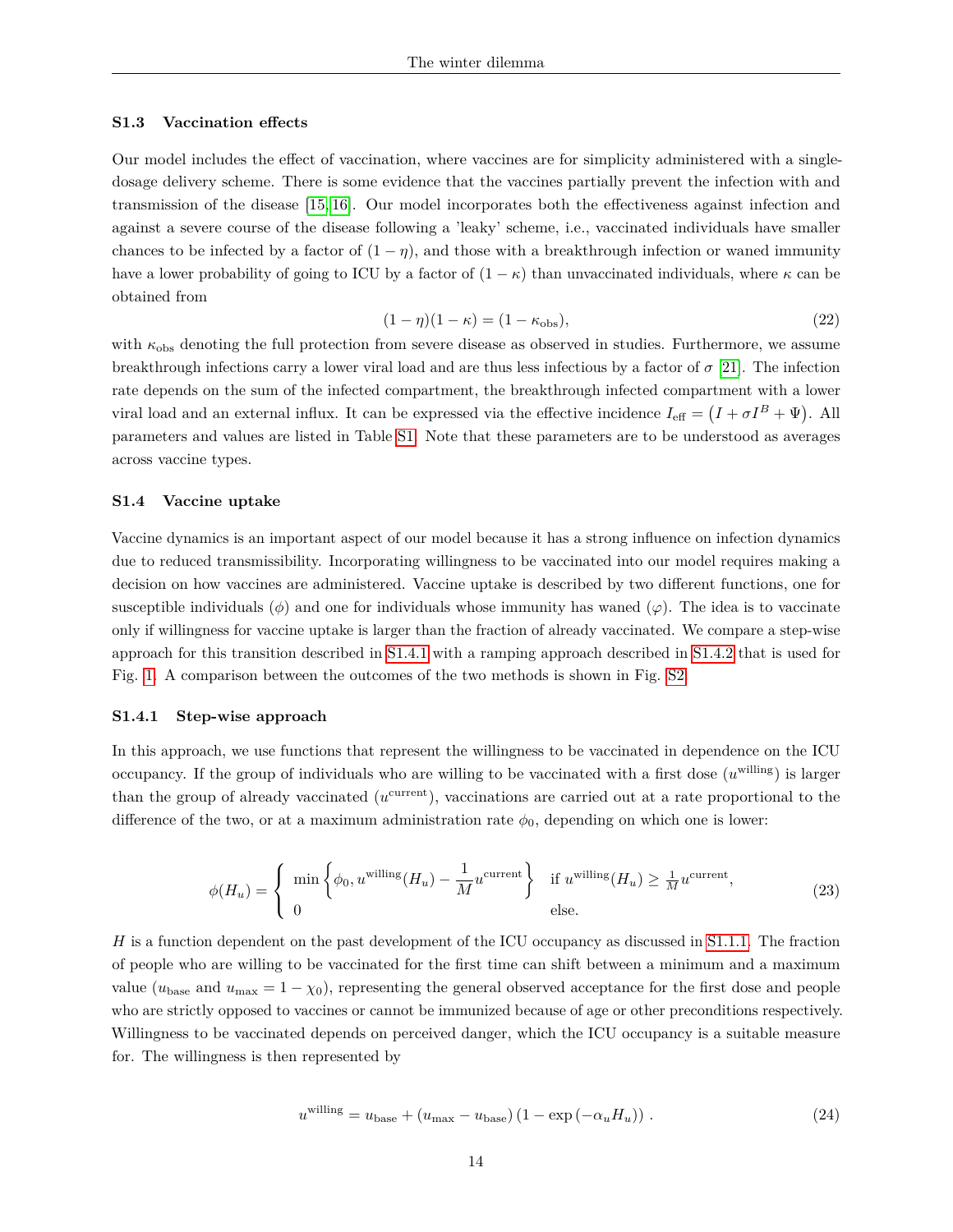### S1.3 Vaccination effects

Our model includes the effect of vaccination, where vaccines are for simplicity administered with a single-dosage delivery scheme. There is some evidence that the vaccines partially prevent the infection with and transmission of the disease [15,16]. Our model incorporates both the effectiveness against infection and against a severe course of the disease following a 'leaky' scheme, i.e., vaccinated individuals have smaller chances to be infected by a factor of $(1-\eta)$, and those with a breakthrough infection or waned immunity have a lower probability of going to ICU by a factor of $(1-\kappa)$ than unvaccinated individuals, where $\kappa$ can be obtained from

$$(1-\eta)(1-\kappa) = (1-\kappa_{\text{obs}}), \tag{22}$$

with $\kappa_{\text{obs}}$ denoting the full protection from severe disease as observed in studies. Furthermore, we assume breakthrough infections carry a lower viral load and are thus less infectious by a factor of $\sigma$ [21]. The infection rate depends on the sum of the infected compartment, the breakthrough infected compartment with a lower viral load and an external influx. It can be expressed via the effective incidence $I_{\text{eff}} = \left(I + \sigma I^B + \Psi\right)$. All parameters and values are listed in Table S1. Note that these parameters are to be understood as averages across vaccine types.

### S1.4 Vaccine uptake

Vaccine dynamics is an important aspect of our model because it has a strong influence on infection dynamics due to reduced transmissibility. Incorporating willingness to be vaccinated into our model requires making a decision on how vaccines are administered. Vaccine uptake is described by two different functions, one for susceptible individuals ($\phi$) and one for individuals whose immunity has waned ($\varphi$). The idea is to vaccinate only if willingness for vaccine uptake is larger than the fraction of already vaccinated. We compare a step-wise approach for this transition described in S1.4.1 with a ramping approach described in S1.4.2 that is used for Fig. 1. A comparison between the outcomes of the two methods is shown in Fig. S2.

#### S1.4.1 Step-wise approach

In this approach, we use functions that represent the willingness to be vaccinated in dependence on the ICU occupancy. If the group of individuals who are willing to be vaccinated with a first dose ($u^{\text{willing}}$) is larger than the group of already vaccinated ($u^{\text{current}}$), vaccinations are carried out at a rate proportional to the difference of the two, or at a maximum administration rate $\phi_0$, depending on which one is lower:

$$\phi(H_u) = \begin{cases} \min\left\{\phi_0, u^{\text{willing}}(H_u) - \dfrac{1}{M}u^{\text{current}}\right\} & \text{if } u^{\text{willing}}(H_u) \geq \frac{1}{M}u^{\text{current}}, \\ 0 & \text{else.} \end{cases} \tag{23}$$

$H$ is a function dependent on the past development of the ICU occupancy as discussed in S1.1.1. The fraction of people who are willing to be vaccinated for the first time can shift between a minimum and a maximum value ($u_{\text{base}}$ and $u_{\max} = 1-\chi_0$), representing the general observed acceptance for the first dose and people who are strictly opposed to vaccines or cannot be immunized because of age or other preconditions respectively. Willingness to be vaccinated depends on perceived danger, which the ICU occupancy is a suitable measure for. The willingness is then represented by

$$u^{\text{willing}} = u_{\text{base}} + (u_{\max} - u_{\text{base}})\left(1 - \exp\left(-\alpha_u H_u\right)\right). \tag{24}$$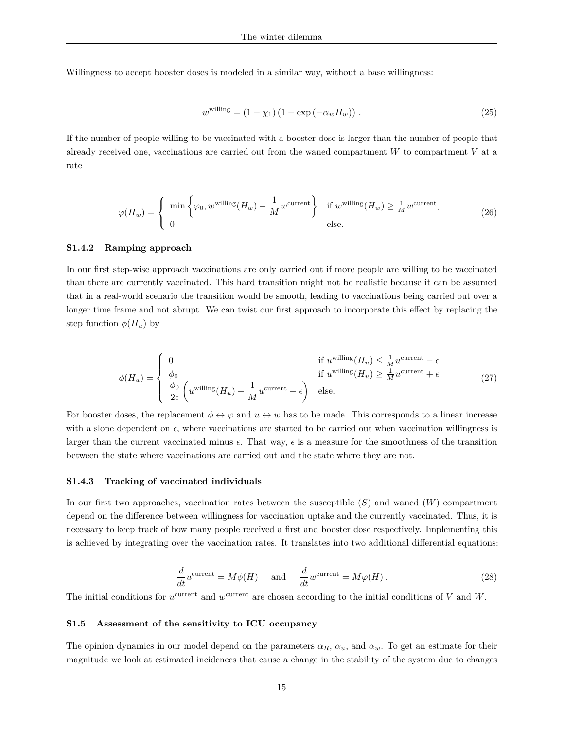Willingness to accept booster doses is modeled in a similar way, without a base willingness:

$$w^{\text{willing}} = (1 - \chi_1)\left(1 - \exp\left(-\alpha_w H_w\right)\right) . \tag{25}$$

If the number of people willing to be vaccinated with a booster dose is larger than the number of people that already received one, vaccinations are carried out from the waned compartment $W$ to compartment $V$ at a rate

$$\varphi(H_w) = \begin{cases} \min\left\{\varphi_0, w^{\text{willing}}(H_w) - \dfrac{1}{M} w^{\text{current}}\right\} & \text{if } w^{\text{willing}}(H_w) \geq \frac{1}{M} w^{\text{current}}, \\ 0 & \text{else.} \end{cases} \tag{26}$$

#### S1.4.2 Ramping approach

In our first step-wise approach vaccinations are only carried out if more people are willing to be vaccinated than there are currently vaccinated. This hard transition might not be realistic because it can be assumed that in a real-world scenario the transition would be smooth, leading to vaccinations being carried out over a longer time frame and not abrupt. We can twist our first approach to incorporate this effect by replacing the step function $\phi(H_u)$ by

$$\phi(H_u) = \begin{cases} 0 & \text{if } u^{\text{willing}}(H_u) \leq \frac{1}{M} u^{\text{current}} - \epsilon \\ \phi_0 & \text{if } u^{\text{willing}}(H_u) \geq \frac{1}{M} u^{\text{current}} + \epsilon \\ \dfrac{\phi_0}{2\epsilon}\left(u^{\text{willing}}(H_u) - \dfrac{1}{M} u^{\text{current}} + \epsilon\right) & \text{else.} \end{cases} \tag{27}$$

For booster doses, the replacement $\phi \leftrightarrow \varphi$ and $u \leftrightarrow w$ has to be made. This corresponds to a linear increase with a slope dependent on $\epsilon$, where vaccinations are started to be carried out when vaccination willingness is larger than the current vaccinated minus $\epsilon$. That way, $\epsilon$ is a measure for the smoothness of the transition between the state where vaccinations are carried out and the state where they are not.

#### S1.4.3 Tracking of vaccinated individuals

In our first two approaches, vaccination rates between the susceptible ($S$) and waned ($W$) compartment depend on the difference between willingness for vaccination uptake and the currently vaccinated. Thus, it is necessary to keep track of how many people received a first and booster dose respectively. Implementing this is achieved by integrating over the vaccination rates. It translates into two additional differential equations:

$$\frac{d}{dt} u^{\text{current}} = M\phi(H) \quad \text{and} \quad \frac{d}{dt} w^{\text{current}} = M\varphi(H) . \tag{28}$$

The initial conditions for $u^{\text{current}}$ and $w^{\text{current}}$ are chosen according to the initial conditions of $V$ and $W$.

### S1.5 Assessment of the sensitivity to ICU occupancy

The opinion dynamics in our model depend on the parameters $\alpha_R$, $\alpha_u$, and $\alpha_w$. To get an estimate for their magnitude we look at estimated incidences that cause a change in the stability of the system due to changes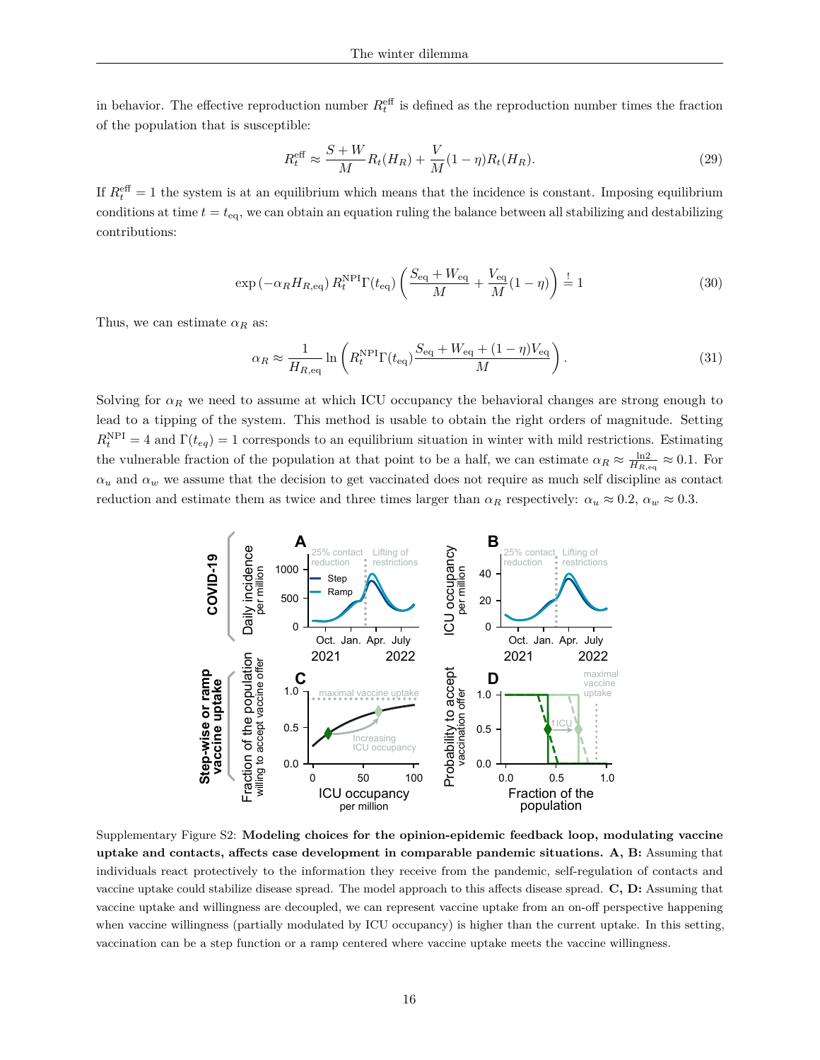in behavior. The effective reproduction number $R_t^{\text{eff}}$ is defined as the reproduction number times the fraction of the population that is susceptible:

$$R_t^{\text{eff}} \approx \frac{S+W}{M} R_t(H_R) + \frac{V}{M}(1-\eta) R_t(H_R). \tag{29}$$

If $R_t^{\text{eff}} = 1$ the system is at an equilibrium which means that the incidence is constant. Imposing equilibrium conditions at time $t = t_{\text{eq}}$, we can obtain an equation ruling the balance between all stabilizing and destabilizing contributions:

$$\exp\left(-\alpha_R H_{R,\text{eq}}\right) R_t^{\text{NPI}} \Gamma(t_{\text{eq}}) \left( \frac{S_{\text{eq}} + W_{\text{eq}}}{M} + \frac{V_{\text{eq}}}{M}(1-\eta) \right) \stackrel{!}{=} 1 \tag{30}$$

Thus, we can estimate $\alpha_R$ as:

$$\alpha_R \approx \frac{1}{H_{R,\text{eq}}} \ln\left( R_t^{\text{NPI}} \Gamma(t_{\text{eq}}) \frac{S_{\text{eq}} + W_{\text{eq}} + (1-\eta) V_{\text{eq}}}{M} \right). \tag{31}$$

Solving for $\alpha_R$ we need to assume at which ICU occupancy the behavioral changes are strong enough to lead to a tipping of the system. This method is usable to obtain the right orders of magnitude. Setting $R_t^{\text{NPI}} = 4$ and $\Gamma(t_{eq}) = 1$ corresponds to an equilibrium situation in winter with mild restrictions. Estimating the vulnerable fraction of the population at that point to be a half, we can estimate $\alpha_R \approx \frac{\ln 2}{H_{R,\text{eq}}} \approx 0.1$. For $\alpha_u$ and $\alpha_w$ we assume that the decision to get vaccinated does not require as much self discipline as contact reduction and estimate them as twice and three times larger than $\alpha_R$ respectively: $\alpha_u \approx 0.2$, $\alpha_w \approx 0.3$.

Supplementary Figure S2: **Modeling choices for the opinion-epidemic feedback loop, modulating vaccine uptake and contacts, affects case development in comparable pandemic situations. A, B:** Assuming that individuals react protectively to the information they receive from the pandemic, self-regulation of contacts and vaccine uptake could stabilize disease spread. The model approach to this affects disease spread. **C, D:** Assuming that vaccine uptake and willingness are decoupled, we can represent vaccine uptake from an on-off perspective happening when vaccine willingness (partially modulated by ICU occupancy) is higher than the current uptake. In this setting, vaccination can be a step function or a ramp centered where vaccine uptake meets the vaccine willingness.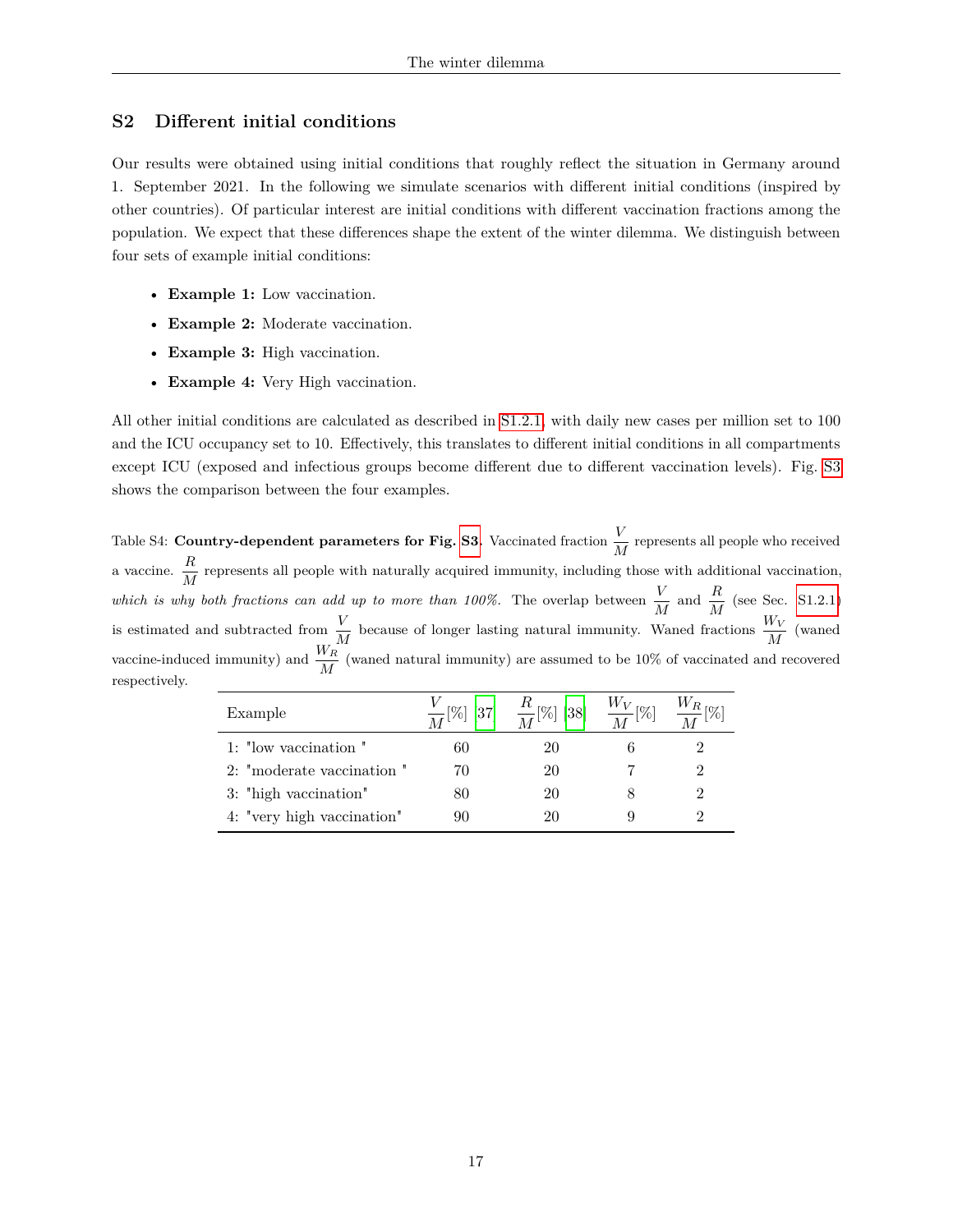## S2 Different initial conditions

Our results were obtained using initial conditions that roughly reflect the situation in Germany around 1. September 2021. In the following we simulate scenarios with different initial conditions (inspired by other countries). Of particular interest are initial conditions with different vaccination fractions among the population. We expect that these differences shape the extent of the winter dilemma. We distinguish between four sets of example initial conditions:

- **Example 1:** Low vaccination.
- **Example 2:** Moderate vaccination.
- **Example 3:** High vaccination.
- **Example 4:** Very High vaccination.

All other initial conditions are calculated as described in S1.2.1, with daily new cases per million set to 100 and the ICU occupancy set to 10. Effectively, this translates to different initial conditions in all compartments except ICU (exposed and infectious groups become different due to different vaccination levels). Fig. S3 shows the comparison between the four examples.

Table S4: **Country-dependent parameters for Fig. S3.** Vaccinated fraction $\frac{V}{M}$ represents all people who received a vaccine. $\frac{R}{M}$ represents all people with naturally acquired immunity, including those with additional vaccination, *which is why both fractions can add up to more than 100%*. The overlap between $\frac{V}{M}$ and $\frac{R}{M}$ (see Sec. S1.2.1) is estimated and subtracted from $\frac{V}{M}$ because of longer lasting natural immunity. Waned fractions $\frac{W_V}{M}$ (waned vaccine-induced immunity) and $\frac{W_R}{M}$ (waned natural immunity) are assumed to be 10% of vaccinated and recovered respectively.

| Example | $\frac{V}{M}$[%] [37] | $\frac{R}{M}$[%] [38] | $\frac{W_V}{M}$[%] | $\frac{W_R}{M}$[%] |
|---|---|---|---|---|
| 1: "low vaccination " | 60 | 20 | 6 | 2 |
| 2: "moderate vaccination " | 70 | 20 | 7 | 2 |
| 3: "high vaccination" | 80 | 20 | 8 | 2 |
| 4: "very high vaccination" | 90 | 20 | 9 | 2 |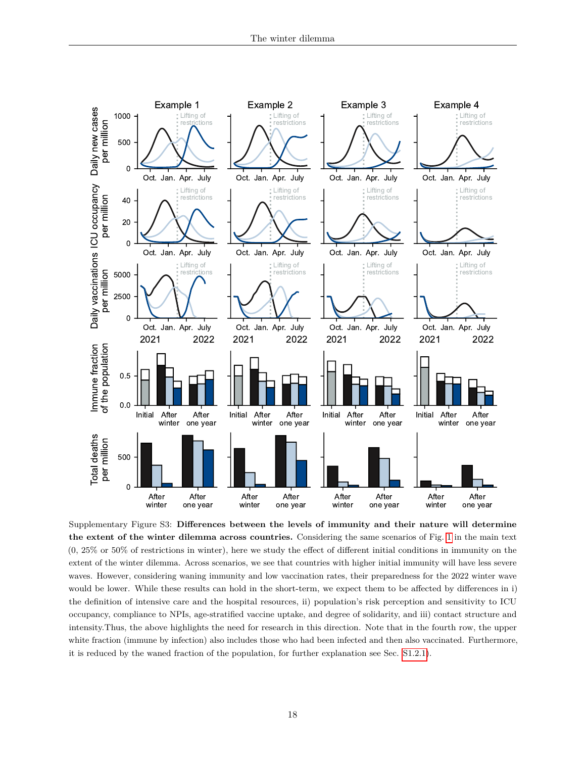Example 1

Example 2

Example 3

Example 4

Daily new cases per million

1000

500

0

Lifting of restrictions

Oct. Jan. Apr. July

ICU occupancy per million

40

20

0

Daily vaccinations per million

5000

2500

0

2021 2022

Immune fraction of the population

0.5

0.0

Initial

After winter

After one year

Total deaths per million

500

0

After winter

After one year

Supplementary Figure S3: **Differences between the levels of immunity and their nature will determine the extent of the winter dilemma across countries.** Considering the same scenarios of Fig. 1 in the main text (0, 25% or 50% of restrictions in winter), here we study the effect of different initial conditions in immunity on the extent of the winter dilemma. Across scenarios, we see that countries with higher initial immunity will have less severe waves. However, considering waning immunity and low vaccination rates, their preparedness for the 2022 winter wave would be lower. While these results can hold in the short-term, we expect them to be affected by differences in i) the definition of intensive care and the hospital resources, ii) population's risk perception and sensitivity to ICU occupancy, compliance to NPIs, age-stratified vaccine uptake, and degree of solidarity, and iii) contact structure and intensity.Thus, the above highlights the need for research in this direction. Note that in the fourth row, the upper white fraction (immune by infection) also includes those who had been infected and then also vaccinated. Furthermore, it is reduced by the waned fraction of the population, for further explanation see Sec. S1.2.1.